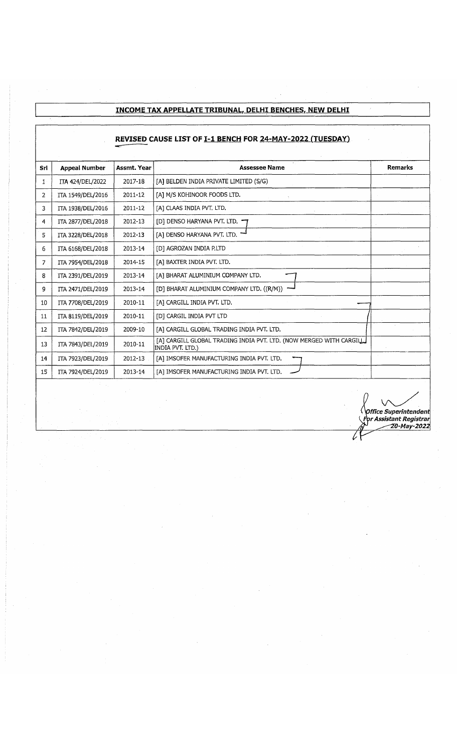# INCOME TAX APPELLATE TRIBUNAL, DELHI BENCHES, NEW DELHI

## REVISED CAUSE LIST OF I-1 BENCH FOR 24-MAY-2022 (TUESDAY)

| Srl | Appeal Number | Assmt. Year | Assessee Name | Remarks |
|---|---|---|---|---|
| 1 | ITA 424/DEL/2022 | 2017-18 | [A] BELDEN INDIA PRIVATE LIMITED (S/G) | |
| 2 | ITA 1549/DEL/2016 | 2011-12 | [A] M/S KOHINOOR FOODS LTD. | |
| 3 | ITA 1938/DEL/2016 | 2011-12 | [A] CLAAS INDIA PVT. LTD. | |
| 4 | ITA 2877/DEL/2018 | 2012-13 | [D] DENSO HARYANA PVT. LTD. | |
| 5 | ITA 3228/DEL/2018 | 2012-13 | [A] DENSO HARYANA PVT. LTD. | |
| 6 | ITA 6168/DEL/2018 | 2013-14 | [D] AGROZAN INDIA P.LTD | |
| 7 | ITA 7954/DEL/2018 | 2014-15 | [A] BAXTER INDIA PVT. LTD. | |
| 8 | ITA 2391/DEL/2019 | 2013-14 | [A] BHARAT ALUMINIUM COMPANY LTD. | |
| 9 | ITA 2471/DEL/2019 | 2013-14 | [D] BHARAT ALUMINIUM COMPANY LTD. ((R/M)) | |
| 10 | ITA 7708/DEL/2019 | 2010-11 | [A] CARGILL INDIA PVT. LTD. | |
| 11 | ITA 8119/DEL/2019 | 2010-11 | [D] CARGIL INDIA PVT LTD | |
| 12 | ITA 7842/DEL/2019 | 2009-10 | [A] CARGILL GLOBAL TRADING INDIA PVT. LTD. | |
| 13 | ITA 7843/DEL/2019 | 2010-11 | [A] CARGILL GLOBAL TRADING INDIA PVT. LTD. (NOW MERGED WITH CARGILL INDIA PVT. LTD.) | |
| 14 | ITA 7923/DEL/2019 | 2012-13 | [A] IMSOFER MANUFACTURING INDIA PVT. LTD. | |
| 15 | ITA 7924/DEL/2019 | 2013-14 | [A] IMSOFER MANUFACTURING INDIA PVT. LTD. | |

*Office Superintendent*
*For Assistant Registrar*
*20-May-2022*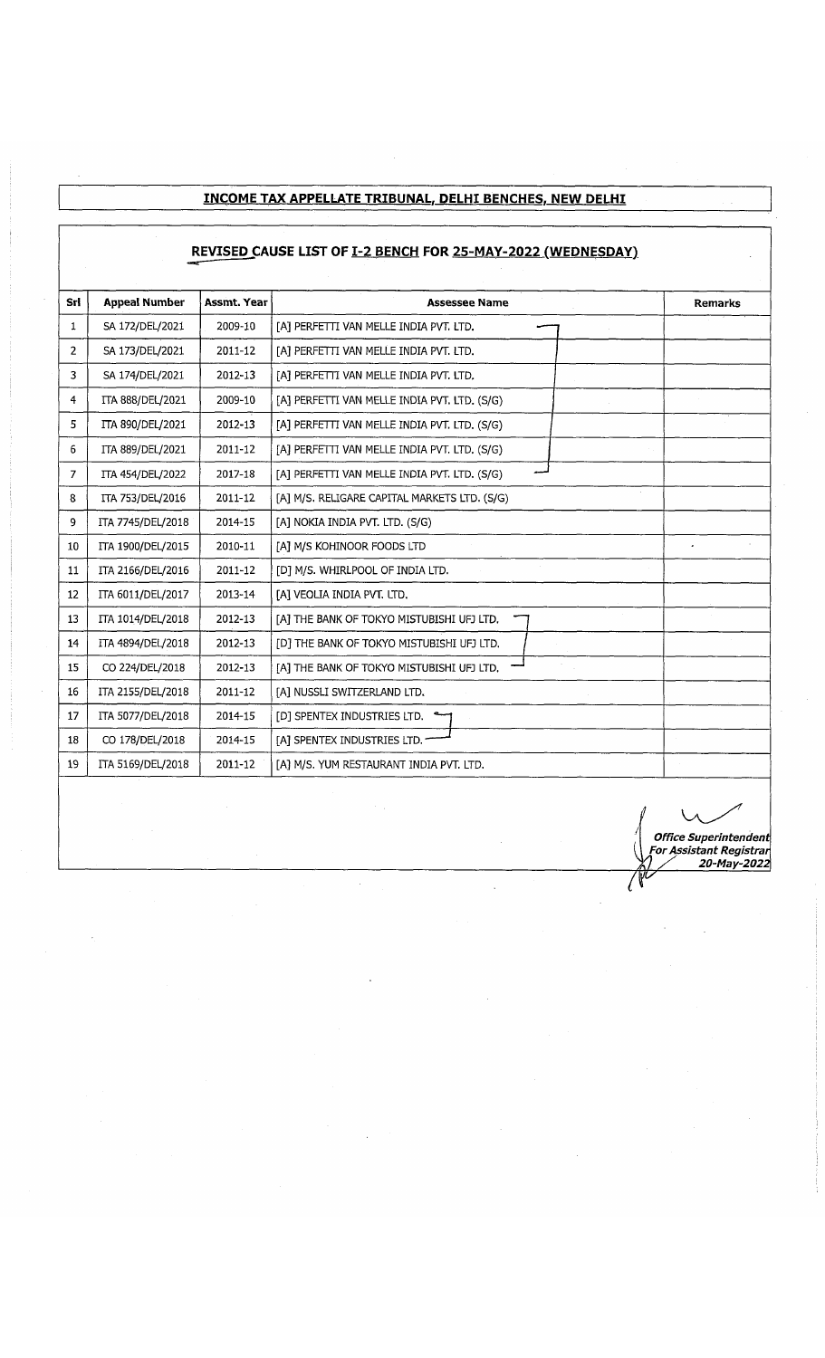## INCOME TAX APPELLATE TRIBUNAL, DELHI BENCHES, NEW DELHI

### REVISED CAUSE LIST OF I-2 BENCH FOR 25-MAY-2022 (WEDNESDAY)

| Srl | Appeal Number | Assmt. Year | Assessee Name | Remarks |
|---|---|---|---|---|
| 1 | SA 172/DEL/2021 | 2009-10 | [A] PERFETTI VAN MELLE INDIA PVT. LTD. | |
| 2 | SA 173/DEL/2021 | 2011-12 | [A] PERFETTI VAN MELLE INDIA PVT. LTD. | |
| 3 | SA 174/DEL/2021 | 2012-13 | [A] PERFETTI VAN MELLE INDIA PVT. LTD. | |
| 4 | ITA 888/DEL/2021 | 2009-10 | [A] PERFETTI VAN MELLE INDIA PVT. LTD. (S/G) | |
| 5 | ITA 890/DEL/2021 | 2012-13 | [A] PERFETTI VAN MELLE INDIA PVT. LTD. (S/G) | |
| 6 | ITA 889/DEL/2021 | 2011-12 | [A] PERFETTI VAN MELLE INDIA PVT. LTD. (S/G) | |
| 7 | ITA 454/DEL/2022 | 2017-18 | [A] PERFETTI VAN MELLE INDIA PVT. LTD. (S/G) | |
| 8 | ITA 753/DEL/2016 | 2011-12 | [A] M/S. RELIGARE CAPITAL MARKETS LTD. (S/G) | |
| 9 | ITA 7745/DEL/2018 | 2014-15 | [A] NOKIA INDIA PVT. LTD. (S/G) | |
| 10 | ITA 1900/DEL/2015 | 2010-11 | [A] M/S KOHINOOR FOODS LTD | |
| 11 | ITA 2166/DEL/2016 | 2011-12 | [D] M/S. WHIRLPOOL OF INDIA LTD. | |
| 12 | ITA 6011/DEL/2017 | 2013-14 | [A] VEOLIA INDIA PVT. LTD. | |
| 13 | ITA 1014/DEL/2018 | 2012-13 | [A] THE BANK OF TOKYO MISTUBISHI UFJ LTD. | |
| 14 | ITA 4894/DEL/2018 | 2012-13 | [D] THE BANK OF TOKYO MISTUBISHI UFJ LTD. | |
| 15 | CO 224/DEL/2018 | 2012-13 | [A] THE BANK OF TOKYO MISTUBISHI UFJ LTD. | |
| 16 | ITA 2155/DEL/2018 | 2011-12 | [A] NUSSLI SWITZERLAND LTD. | |
| 17 | ITA 5077/DEL/2018 | 2014-15 | [D] SPENTEX INDUSTRIES LTD. | |
| 18 | CO 178/DEL/2018 | 2014-15 | [A] SPENTEX INDUSTRIES LTD. | |
| 19 | ITA 5169/DEL/2018 | 2011-12 | [A] M/S. YUM RESTAURANT INDIA PVT. LTD. | |

*Office Superintendent*
*For Assistant Registrar*
*20-May-2022*